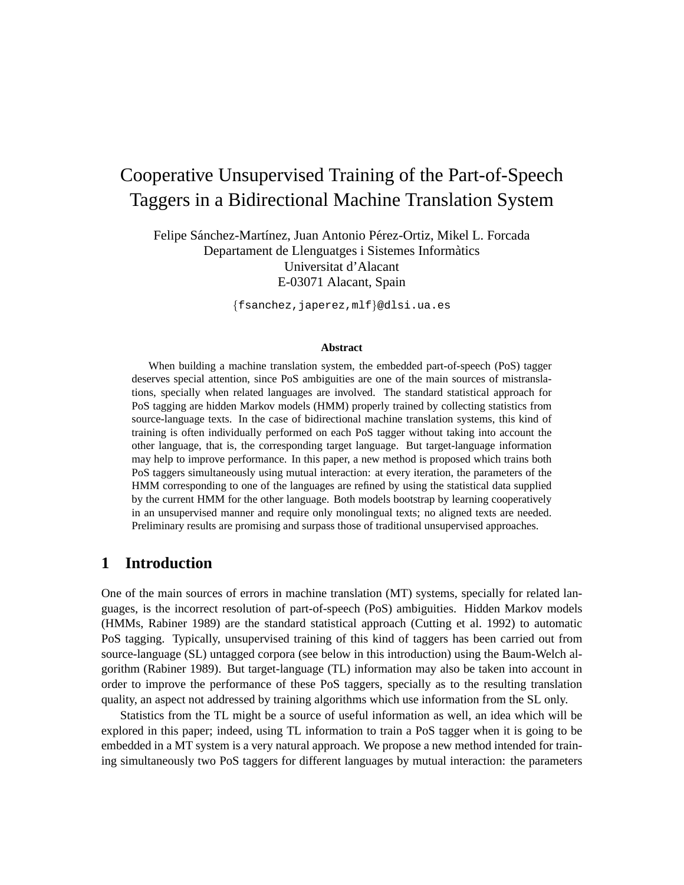# Cooperative Unsupervised Training of the Part-of-Speech Taggers in a Bidirectional Machine Translation System

Felipe Sánchez-Martínez, Juan Antonio Pérez-Ortiz, Mikel L. Forcada
Departament de Llenguatges i Sistemes Informàtics
Universitat d'Alacant
E-03071 Alacant, Spain

{fsanchez,japerez,mlf}@dlsi.ua.es

**Abstract**

When building a machine translation system, the embedded part-of-speech (PoS) tagger deserves special attention, since PoS ambiguities are one of the main sources of mistranslations, specially when related languages are involved. The standard statistical approach for PoS tagging are hidden Markov models (HMM) properly trained by collecting statistics from source-language texts. In the case of bidirectional machine translation systems, this kind of training is often individually performed on each PoS tagger without taking into account the other language, that is, the corresponding target language. But target-language information may help to improve performance. In this paper, a new method is proposed which trains both PoS taggers simultaneously using mutual interaction: at every iteration, the parameters of the HMM corresponding to one of the languages are refined by using the statistical data supplied by the current HMM for the other language. Both models bootstrap by learning cooperatively in an unsupervised manner and require only monolingual texts; no aligned texts are needed. Preliminary results are promising and surpass those of traditional unsupervised approaches.

## 1 Introduction

One of the main sources of errors in machine translation (MT) systems, specially for related languages, is the incorrect resolution of part-of-speech (PoS) ambiguities. Hidden Markov models (HMMs, Rabiner 1989) are the standard statistical approach (Cutting et al. 1992) to automatic PoS tagging. Typically, unsupervised training of this kind of taggers has been carried out from source-language (SL) untagged corpora (see below in this introduction) using the Baum-Welch algorithm (Rabiner 1989). But target-language (TL) information may also be taken into account in order to improve the performance of these PoS taggers, specially as to the resulting translation quality, an aspect not addressed by training algorithms which use information from the SL only.

Statistics from the TL might be a source of useful information as well, an idea which will be explored in this paper; indeed, using TL information to train a PoS tagger when it is going to be embedded in a MT system is a very natural approach. We propose a new method intended for training simultaneously two PoS taggers for different languages by mutual interaction: the parameters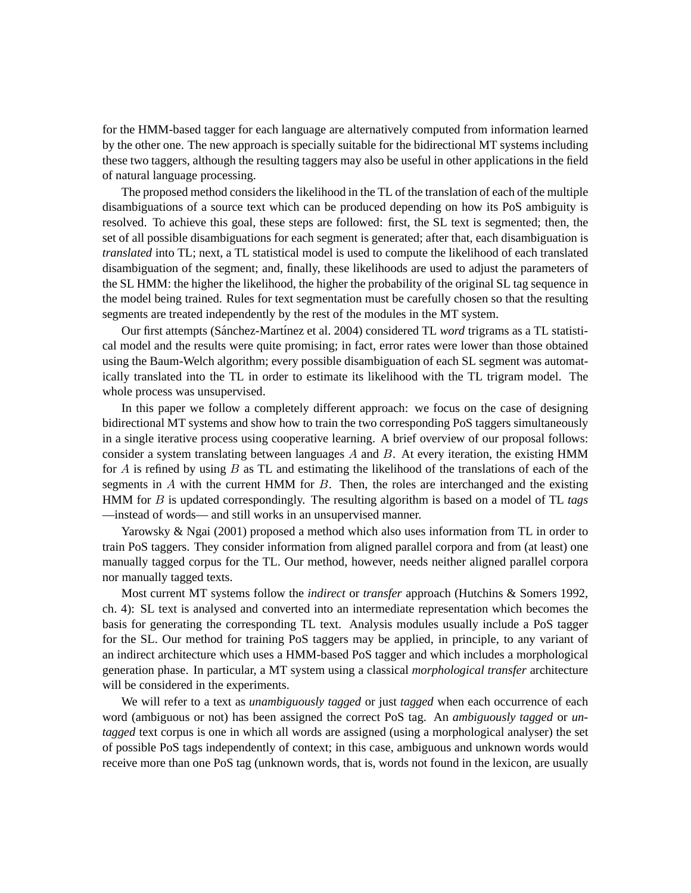for the HMM-based tagger for each language are alternatively computed from information learned by the other one. The new approach is specially suitable for the bidirectional MT systems including these two taggers, although the resulting taggers may also be useful in other applications in the field of natural language processing.

The proposed method considers the likelihood in the TL of the translation of each of the multiple disambiguations of a source text which can be produced depending on how its PoS ambiguity is resolved. To achieve this goal, these steps are followed: first, the SL text is segmented; then, the set of all possible disambiguations for each segment is generated; after that, each disambiguation is *translated* into TL; next, a TL statistical model is used to compute the likelihood of each translated disambiguation of the segment; and, finally, these likelihoods are used to adjust the parameters of the SL HMM: the higher the likelihood, the higher the probability of the original SL tag sequence in the model being trained. Rules for text segmentation must be carefully chosen so that the resulting segments are treated independently by the rest of the modules in the MT system.

Our first attempts (Sánchez-Martínez et al. 2004) considered TL *word* trigrams as a TL statistical model and the results were quite promising; in fact, error rates were lower than those obtained using the Baum-Welch algorithm; every possible disambiguation of each SL segment was automatically translated into the TL in order to estimate its likelihood with the TL trigram model. The whole process was unsupervised.

In this paper we follow a completely different approach: we focus on the case of designing bidirectional MT systems and show how to train the two corresponding PoS taggers simultaneously in a single iterative process using cooperative learning. A brief overview of our proposal follows: consider a system translating between languages $A$ and $B$. At every iteration, the existing HMM for $A$ is refined by using $B$ as TL and estimating the likelihood of the translations of each of the segments in $A$ with the current HMM for $B$. Then, the roles are interchanged and the existing HMM for $B$ is updated correspondingly. The resulting algorithm is based on a model of TL *tags* —instead of words— and still works in an unsupervised manner.

Yarowsky & Ngai (2001) proposed a method which also uses information from TL in order to train PoS taggers. They consider information from aligned parallel corpora and from (at least) one manually tagged corpus for the TL. Our method, however, needs neither aligned parallel corpora nor manually tagged texts.

Most current MT systems follow the *indirect* or *transfer* approach (Hutchins & Somers 1992, ch. 4): SL text is analysed and converted into an intermediate representation which becomes the basis for generating the corresponding TL text. Analysis modules usually include a PoS tagger for the SL. Our method for training PoS taggers may be applied, in principle, to any variant of an indirect architecture which uses a HMM-based PoS tagger and which includes a morphological generation phase. In particular, a MT system using a classical *morphological transfer* architecture will be considered in the experiments.

We will refer to a text as *unambiguously tagged* or just *tagged* when each occurrence of each word (ambiguous or not) has been assigned the correct PoS tag. An *ambiguously tagged* or *untagged* text corpus is one in which all words are assigned (using a morphological analyser) the set of possible PoS tags independently of context; in this case, ambiguous and unknown words would receive more than one PoS tag (unknown words, that is, words not found in the lexicon, are usually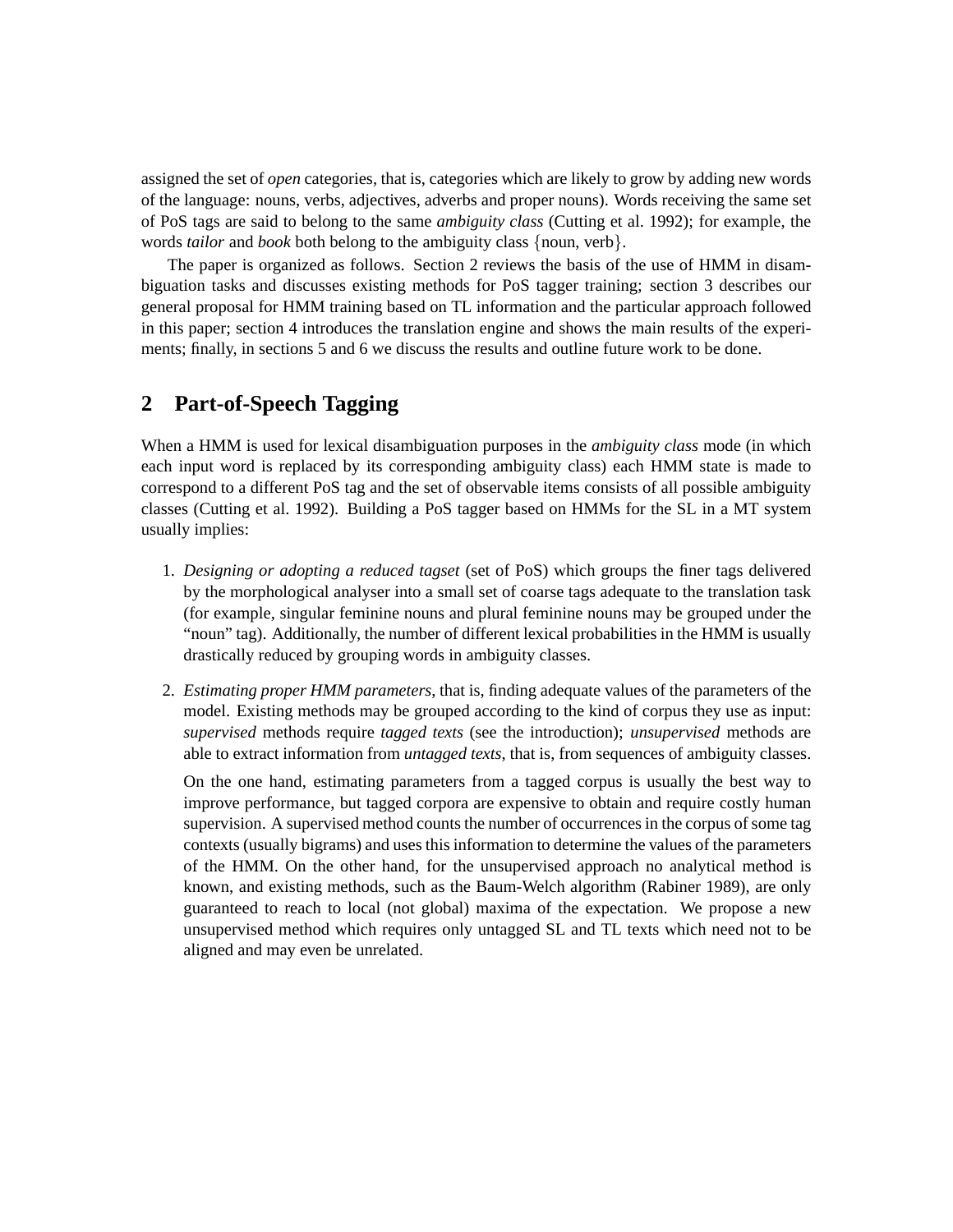assigned the set of *open* categories, that is, categories which are likely to grow by adding new words of the language: nouns, verbs, adjectives, adverbs and proper nouns). Words receiving the same set of PoS tags are said to belong to the same *ambiguity class* (Cutting et al. 1992); for example, the words *tailor* and *book* both belong to the ambiguity class {noun, verb}.

The paper is organized as follows. Section 2 reviews the basis of the use of HMM in disambiguation tasks and discusses existing methods for PoS tagger training; section 3 describes our general proposal for HMM training based on TL information and the particular approach followed in this paper; section 4 introduces the translation engine and shows the main results of the experiments; finally, in sections 5 and 6 we discuss the results and outline future work to be done.

## 2 Part-of-Speech Tagging

When a HMM is used for lexical disambiguation purposes in the *ambiguity class* mode (in which each input word is replaced by its corresponding ambiguity class) each HMM state is made to correspond to a different PoS tag and the set of observable items consists of all possible ambiguity classes (Cutting et al. 1992). Building a PoS tagger based on HMMs for the SL in a MT system usually implies:

1. *Designing or adopting a reduced tagset* (set of PoS) which groups the finer tags delivered by the morphological analyser into a small set of coarse tags adequate to the translation task (for example, singular feminine nouns and plural feminine nouns may be grouped under the "noun" tag). Additionally, the number of different lexical probabilities in the HMM is usually drastically reduced by grouping words in ambiguity classes.

2. *Estimating proper HMM parameters*, that is, finding adequate values of the parameters of the model. Existing methods may be grouped according to the kind of corpus they use as input: *supervised* methods require *tagged texts* (see the introduction); *unsupervised* methods are able to extract information from *untagged texts*, that is, from sequences of ambiguity classes.

   On the one hand, estimating parameters from a tagged corpus is usually the best way to improve performance, but tagged corpora are expensive to obtain and require costly human supervision. A supervised method counts the number of occurrences in the corpus of some tag contexts (usually bigrams) and uses this information to determine the values of the parameters of the HMM. On the other hand, for the unsupervised approach no analytical method is known, and existing methods, such as the Baum-Welch algorithm (Rabiner 1989), are only guaranteed to reach to local (not global) maxima of the expectation. We propose a new unsupervised method which requires only untagged SL and TL texts which need not to be aligned and may even be unrelated.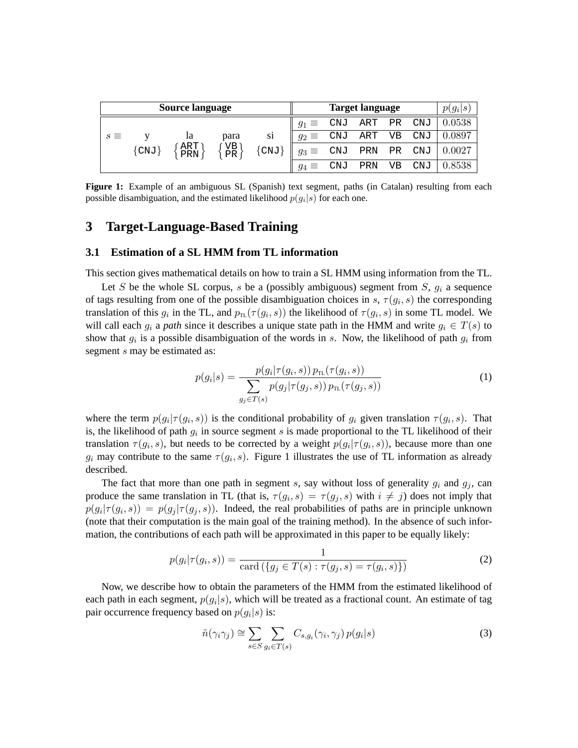| Source language | | | | | Target language | | | | | $p(g_i\|s)$ |
|---|---|---|---|---|---|---|---|---|---|---|
| $s \equiv$ | y | la | para | si | $g_1 \equiv$ | CNJ | ART | PR | CNJ | 0.0538 |
| | {CNJ} | {ART, PRN} | {VB, PR} | {CNJ} | $g_2 \equiv$ | CNJ | ART | VB | CNJ | 0.0897 |
| | | | | | $g_3 \equiv$ | CNJ | PRN | PR | CNJ | 0.0027 |
| | | | | | $g_4 \equiv$ | CNJ | PRN | VB | CNJ | 0.8538 |

**Figure 1:** Example of an ambiguous SL (Spanish) text segment, paths (in Catalan) resulting from each possible disambiguation, and the estimated likelihood $p(g_i|s)$ for each one.

## 3 Target-Language-Based Training

### 3.1 Estimation of a SL HMM from TL information

This section gives mathematical details on how to train a SL HMM using information from the TL.

Let $S$ be the whole SL corpus, $s$ be a (possibly ambiguous) segment from $S$, $g_i$ a sequence of tags resulting from one of the possible disambiguation choices in $s$, $\tau(g_i, s)$ the corresponding translation of this $g_i$ in the TL, and $p_{\text{TL}}(\tau(g_i, s))$ the likelihood of $\tau(g_i, s)$ in some TL model. We will call each $g_i$ a *path* since it describes a unique state path in the HMM and write $g_i \in T(s)$ to show that $g_i$ is a possible disambiguation of the words in $s$. Now, the likelihood of path $g_i$ from segment $s$ may be estimated as:

$$p(g_i|s) = \frac{p(g_i|\tau(g_i, s))\, p_{\text{TL}}(\tau(g_i, s))}{\displaystyle\sum_{g_j \in T(s)} p(g_j|\tau(g_j, s))\, p_{\text{TL}}(\tau(g_j, s))} \tag{1}$$

where the term $p(g_i|\tau(g_i, s))$ is the conditional probability of $g_i$ given translation $\tau(g_i, s)$. That is, the likelihood of path $g_i$ in source segment $s$ is made proportional to the TL likelihood of their translation $\tau(g_i, s)$, but needs to be corrected by a weight $p(g_i|\tau(g_i, s))$, because more than one $g_i$ may contribute to the same $\tau(g_i, s)$. Figure 1 illustrates the use of TL information as already described.

The fact that more than one path in segment $s$, say without loss of generality $g_i$ and $g_j$, can produce the same translation in TL (that is, $\tau(g_i, s) = \tau(g_j, s)$ with $i \neq j$) does not imply that $p(g_i|\tau(g_i, s)) = p(g_j|\tau(g_j, s))$. Indeed, the real probabilities of paths are in principle unknown (note that their computation is the main goal of the training method). In the absence of such information, the contributions of each path will be approximated in this paper to be equally likely:

$$p(g_i|\tau(g_i, s)) = \frac{1}{\text{card}\left(\{g_j \in T(s) : \tau(g_j, s) = \tau(g_i, s)\}\right)} \tag{2}$$

Now, we describe how to obtain the parameters of the HMM from the estimated likelihood of each path in each segment, $p(g_i|s)$, which will be treated as a fractional count. An estimate of tag pair occurrence frequency based on $p(g_i|s)$ is:

$$\tilde{n}(\gamma_i \gamma_j) \cong \sum_{s \in S} \sum_{g_i \in T(s)} C_{s,g_i}(\gamma_i, \gamma_j)\, p(g_i|s) \tag{3}$$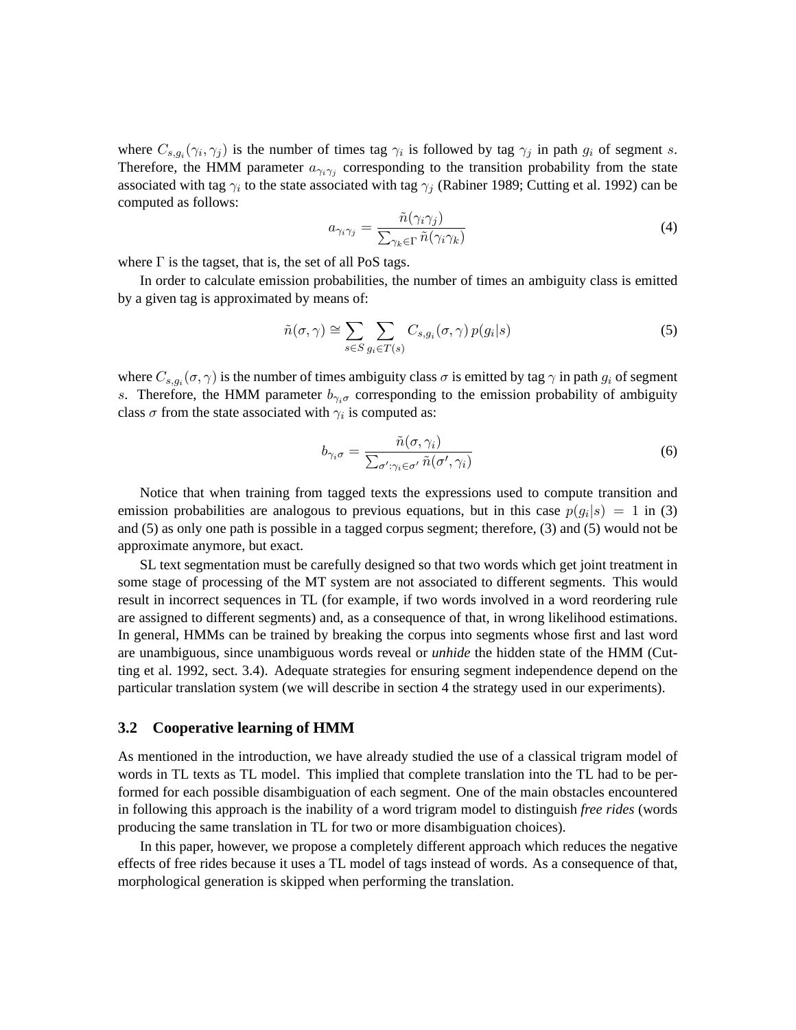where $C_{s,g_i}(\gamma_i, \gamma_j)$ is the number of times tag $\gamma_i$ is followed by tag $\gamma_j$ in path $g_i$ of segment $s$. Therefore, the HMM parameter $a_{\gamma_i\gamma_j}$ corresponding to the transition probability from the state associated with tag $\gamma_i$ to the state associated with tag $\gamma_j$ (Rabiner 1989; Cutting et al. 1992) can be computed as follows:

$$a_{\gamma_i\gamma_j} = \frac{\tilde{n}(\gamma_i\gamma_j)}{\sum_{\gamma_k \in \Gamma} \tilde{n}(\gamma_i\gamma_k)} \tag{4}$$

where $\Gamma$ is the tagset, that is, the set of all PoS tags.

In order to calculate emission probabilities, the number of times an ambiguity class is emitted by a given tag is approximated by means of:

$$\tilde{n}(\sigma, \gamma) \cong \sum_{s \in S} \sum_{g_i \in T(s)} C_{s,g_i}(\sigma, \gamma)\, p(g_i|s) \tag{5}$$

where $C_{s,g_i}(\sigma, \gamma)$ is the number of times ambiguity class $\sigma$ is emitted by tag $\gamma$ in path $g_i$ of segment $s$. Therefore, the HMM parameter $b_{\gamma_i\sigma}$ corresponding to the emission probability of ambiguity class $\sigma$ from the state associated with $\gamma_i$ is computed as:

$$b_{\gamma_i\sigma} = \frac{\tilde{n}(\sigma, \gamma_i)}{\sum_{\sigma' : \gamma_i \in \sigma'} \tilde{n}(\sigma', \gamma_i)} \tag{6}$$

Notice that when training from tagged texts the expressions used to compute transition and emission probabilities are analogous to previous equations, but in this case $p(g_i|s) = 1$ in (3) and (5) as only one path is possible in a tagged corpus segment; therefore, (3) and (5) would not be approximate anymore, but exact.

SL text segmentation must be carefully designed so that two words which get joint treatment in some stage of processing of the MT system are not associated to different segments. This would result in incorrect sequences in TL (for example, if two words involved in a word reordering rule are assigned to different segments) and, as a consequence of that, in wrong likelihood estimations. In general, HMMs can be trained by breaking the corpus into segments whose first and last word are unambiguous, since unambiguous words reveal or *unhide* the hidden state of the HMM (Cutting et al. 1992, sect. 3.4). Adequate strategies for ensuring segment independence depend on the particular translation system (we will describe in section 4 the strategy used in our experiments).

### 3.2 Cooperative learning of HMM

As mentioned in the introduction, we have already studied the use of a classical trigram model of words in TL texts as TL model. This implied that complete translation into the TL had to be performed for each possible disambiguation of each segment. One of the main obstacles encountered in following this approach is the inability of a word trigram model to distinguish *free rides* (words producing the same translation in TL for two or more disambiguation choices).

In this paper, however, we propose a completely different approach which reduces the negative effects of free rides because it uses a TL model of tags instead of words. As a consequence of that, morphological generation is skipped when performing the translation.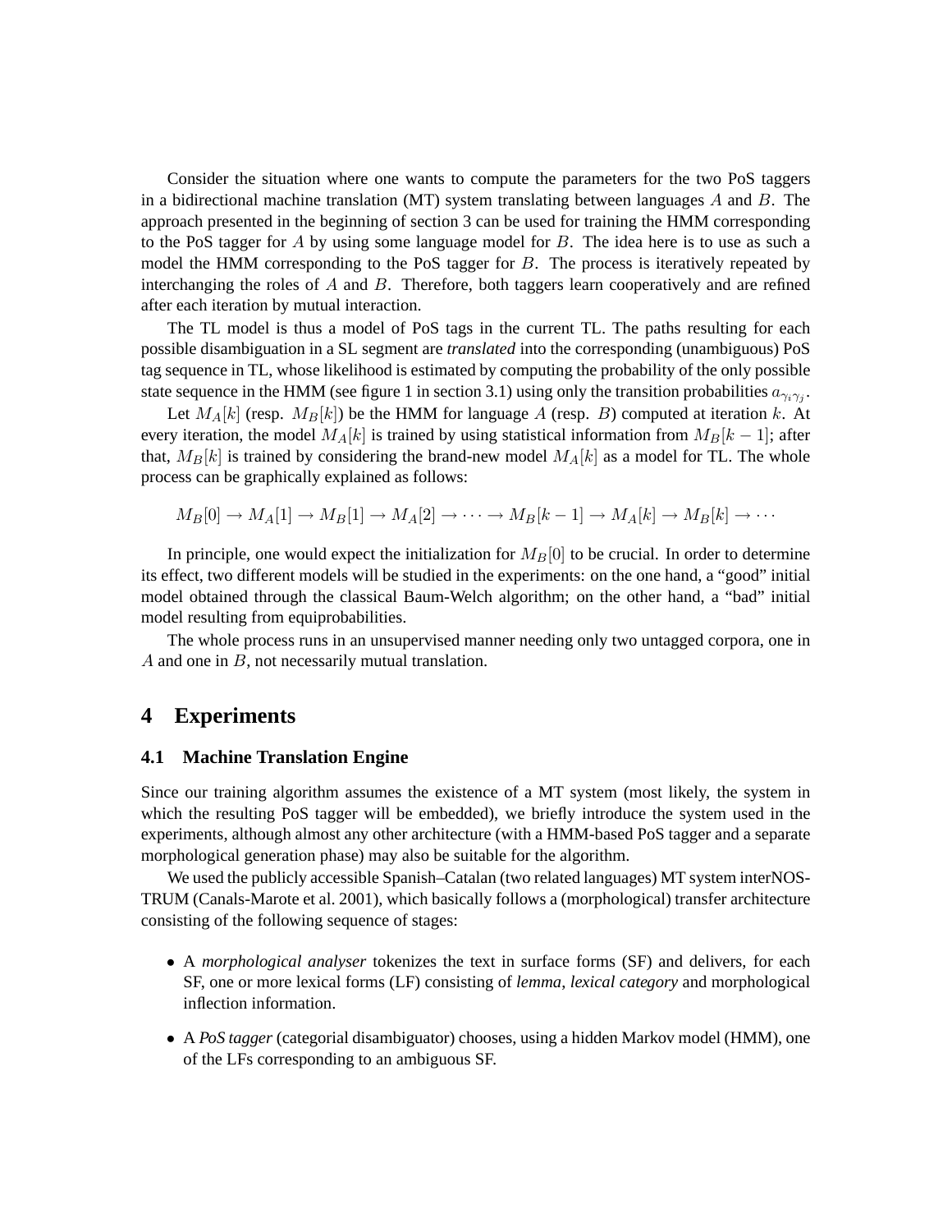Consider the situation where one wants to compute the parameters for the two PoS taggers in a bidirectional machine translation (MT) system translating between languages $A$ and $B$. The approach presented in the beginning of section 3 can be used for training the HMM corresponding to the PoS tagger for $A$ by using some language model for $B$. The idea here is to use as such a model the HMM corresponding to the PoS tagger for $B$. The process is iteratively repeated by interchanging the roles of $A$ and $B$. Therefore, both taggers learn cooperatively and are refined after each iteration by mutual interaction.

The TL model is thus a model of PoS tags in the current TL. The paths resulting for each possible disambiguation in a SL segment are *translated* into the corresponding (unambiguous) PoS tag sequence in TL, whose likelihood is estimated by computing the probability of the only possible state sequence in the HMM (see figure 1 in section 3.1) using only the transition probabilities $a_{\gamma_i \gamma_j}$.

Let $M_A[k]$ (resp. $M_B[k]$) be the HMM for language $A$ (resp. $B$) computed at iteration $k$. At every iteration, the model $M_A[k]$ is trained by using statistical information from $M_B[k-1]$; after that, $M_B[k]$ is trained by considering the brand-new model $M_A[k]$ as a model for TL. The whole process can be graphically explained as follows:

$$M_B[0] \rightarrow M_A[1] \rightarrow M_B[1] \rightarrow M_A[2] \rightarrow \cdots \rightarrow M_B[k-1] \rightarrow M_A[k] \rightarrow M_B[k] \rightarrow \cdots$$

In principle, one would expect the initialization for $M_B[0]$ to be crucial. In order to determine its effect, two different models will be studied in the experiments: on the one hand, a "good" initial model obtained through the classical Baum-Welch algorithm; on the other hand, a "bad" initial model resulting from equiprobabilities.

The whole process runs in an unsupervised manner needing only two untagged corpora, one in $A$ and one in $B$, not necessarily mutual translation.

# 4 Experiments

## 4.1 Machine Translation Engine

Since our training algorithm assumes the existence of a MT system (most likely, the system in which the resulting PoS tagger will be embedded), we briefly introduce the system used in the experiments, although almost any other architecture (with a HMM-based PoS tagger and a separate morphological generation phase) may also be suitable for the algorithm.

We used the publicly accessible Spanish–Catalan (two related languages) MT system interNOSTRUM (Canals-Marote et al. 2001), which basically follows a (morphological) transfer architecture consisting of the following sequence of stages:

- A *morphological analyser* tokenizes the text in surface forms (SF) and delivers, for each SF, one or more lexical forms (LF) consisting of *lemma*, *lexical category* and morphological inflection information.
- A *PoS tagger* (categorial disambiguator) chooses, using a hidden Markov model (HMM), one of the LFs corresponding to an ambiguous SF.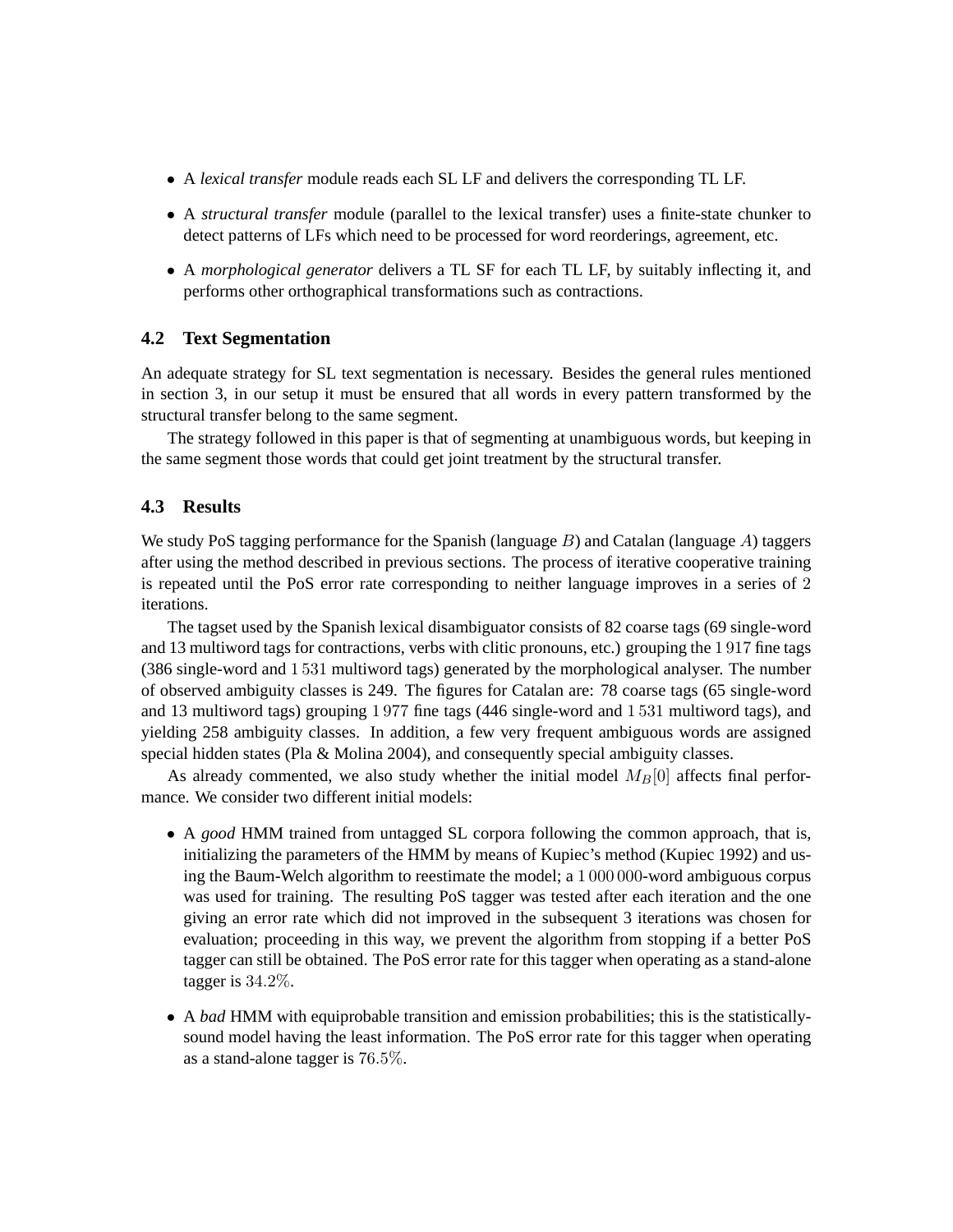- A *lexical transfer* module reads each SL LF and delivers the corresponding TL LF.
- A *structural transfer* module (parallel to the lexical transfer) uses a finite-state chunker to detect patterns of LFs which need to be processed for word reorderings, agreement, etc.
- A *morphological generator* delivers a TL SF for each TL LF, by suitably inflecting it, and performs other orthographical transformations such as contractions.

### 4.2 Text Segmentation

An adequate strategy for SL text segmentation is necessary. Besides the general rules mentioned in section 3, in our setup it must be ensured that all words in every pattern transformed by the structural transfer belong to the same segment.

The strategy followed in this paper is that of segmenting at unambiguous words, but keeping in the same segment those words that could get joint treatment by the structural transfer.

### 4.3 Results

We study PoS tagging performance for the Spanish (language $B$) and Catalan (language $A$) taggers after using the method described in previous sections. The process of iterative cooperative training is repeated until the PoS error rate corresponding to neither language improves in a series of $2$ iterations.

The tagset used by the Spanish lexical disambiguator consists of 82 coarse tags (69 single-word and 13 multiword tags for contractions, verbs with clitic pronouns, etc.) grouping the $1\,917$ fine tags (386 single-word and $1\,531$ multiword tags) generated by the morphological analyser. The number of observed ambiguity classes is 249. The figures for Catalan are: 78 coarse tags (65 single-word and 13 multiword tags) grouping $1\,977$ fine tags (446 single-word and $1\,531$ multiword tags), and yielding 258 ambiguity classes. In addition, a few very frequent ambiguous words are assigned special hidden states (Pla & Molina 2004), and consequently special ambiguity classes.

As already commented, we also study whether the initial model $M_B[0]$ affects final performance. We consider two different initial models:

- A *good* HMM trained from untagged SL corpora following the common approach, that is, initializing the parameters of the HMM by means of Kupiec's method (Kupiec 1992) and using the Baum-Welch algorithm to reestimate the model; a $1\,000\,000$-word ambiguous corpus was used for training. The resulting PoS tagger was tested after each iteration and the one giving an error rate which did not improved in the subsequent 3 iterations was chosen for evaluation; proceeding in this way, we prevent the algorithm from stopping if a better PoS tagger can still be obtained. The PoS error rate for this tagger when operating as a stand-alone tagger is $34.2\%$.
- A *bad* HMM with equiprobable transition and emission probabilities; this is the statistically-sound model having the least information. The PoS error rate for this tagger when operating as a stand-alone tagger is $76.5\%$.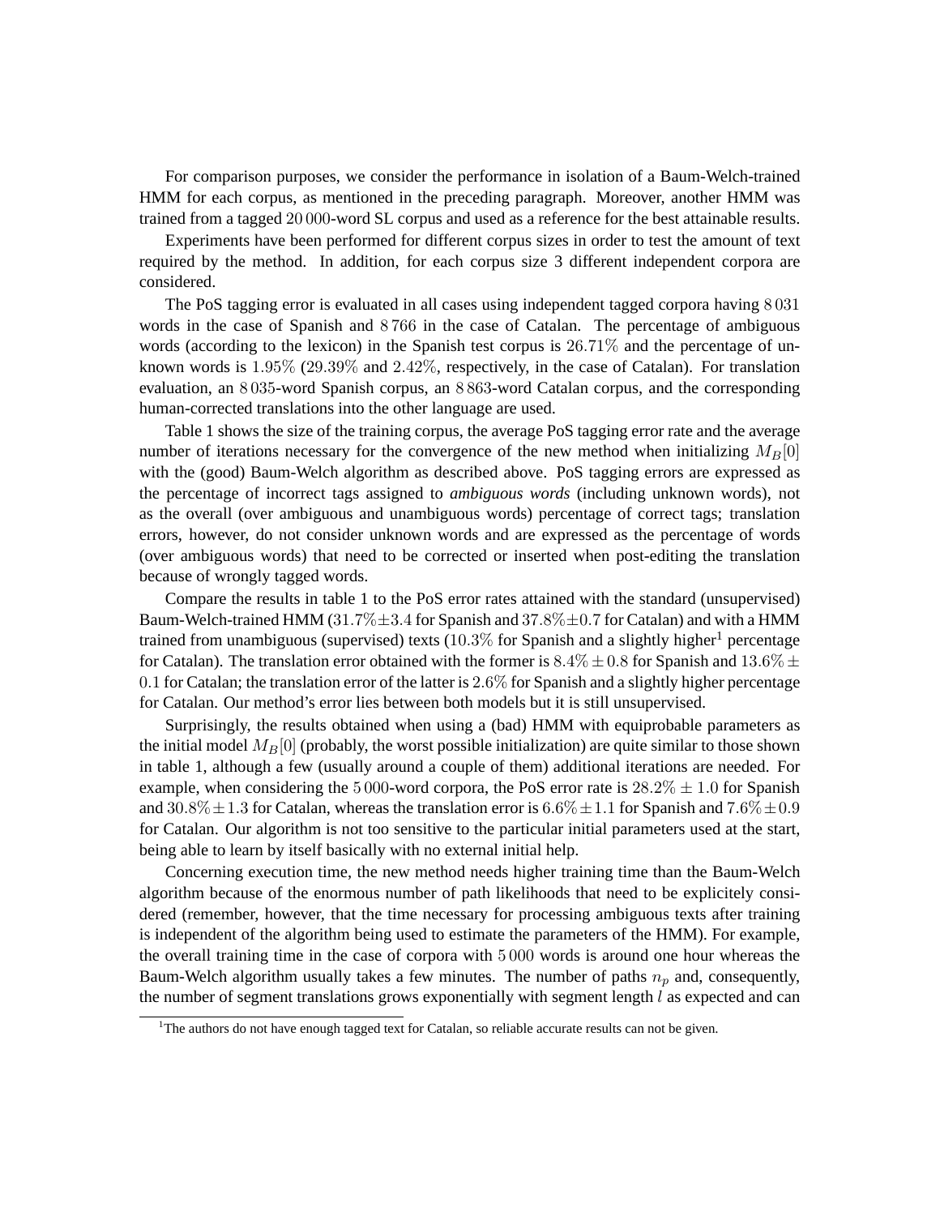For comparison purposes, we consider the performance in isolation of a Baum-Welch-trained HMM for each corpus, as mentioned in the preceding paragraph. Moreover, another HMM was trained from a tagged $20\,000$-word SL corpus and used as a reference for the best attainable results.

Experiments have been performed for different corpus sizes in order to test the amount of text required by the method. In addition, for each corpus size 3 different independent corpora are considered.

The PoS tagging error is evaluated in all cases using independent tagged corpora having $8\,031$ words in the case of Spanish and $8\,766$ in the case of Catalan. The percentage of ambiguous words (according to the lexicon) in the Spanish test corpus is $26.71\%$ and the percentage of unknown words is $1.95\%$ ($29.39\%$ and $2.42\%$, respectively, in the case of Catalan). For translation evaluation, an $8\,035$-word Spanish corpus, an $8\,863$-word Catalan corpus, and the corresponding human-corrected translations into the other language are used.

Table 1 shows the size of the training corpus, the average PoS tagging error rate and the average number of iterations necessary for the convergence of the new method when initializing $M_B[0]$ with the (good) Baum-Welch algorithm as described above. PoS tagging errors are expressed as the percentage of incorrect tags assigned to ***ambiguous words*** (including unknown words), not as the overall (over ambiguous and unambiguous words) percentage of correct tags; translation errors, however, do not consider unknown words and are expressed as the percentage of words (over ambiguous words) that need to be corrected or inserted when post-editing the translation because of wrongly tagged words.

Compare the results in table 1 to the PoS error rates attained with the standard (unsupervised) Baum-Welch-trained HMM ($31.7\%\pm3.4$ for Spanish and $37.8\%\pm0.7$ for Catalan) and with a HMM trained from unambiguous (supervised) texts ($10.3\%$ for Spanish and a slightly higher[1] percentage for Catalan). The translation error obtained with the former is $8.4\%\pm0.8$ for Spanish and $13.6\%\pm0.1$ for Catalan; the translation error of the latter is $2.6\%$ for Spanish and a slightly higher percentage for Catalan. Our method's error lies between both models but it is still unsupervised.

Surprisingly, the results obtained when using a (bad) HMM with equiprobable parameters as the initial model $M_B[0]$ (probably, the worst possible initialization) are quite similar to those shown in table 1, although a few (usually around a couple of them) additional iterations are needed. For example, when considering the $5\,000$-word corpora, the PoS error rate is $28.2\%\pm1.0$ for Spanish and $30.8\%\pm1.3$ for Catalan, whereas the translation error is $6.6\%\pm1.1$ for Spanish and $7.6\%\pm0.9$ for Catalan. Our algorithm is not too sensitive to the particular initial parameters used at the start, being able to learn by itself basically with no external initial help.

Concerning execution time, the new method needs higher training time than the Baum-Welch algorithm because of the enormous number of path likelihoods that need to be explicitely considered (remember, however, that the time necessary for processing ambiguous texts after training is independent of the algorithm being used to estimate the parameters of the HMM). For example, the overall training time in the case of corpora with $5\,000$ words is around one hour whereas the Baum-Welch algorithm usually takes a few minutes. The number of paths $n_p$ and, consequently, the number of segment translations grows exponentially with segment length $l$ as expected and can

[1] The authors do not have enough tagged text for Catalan, so reliable accurate results can not be given.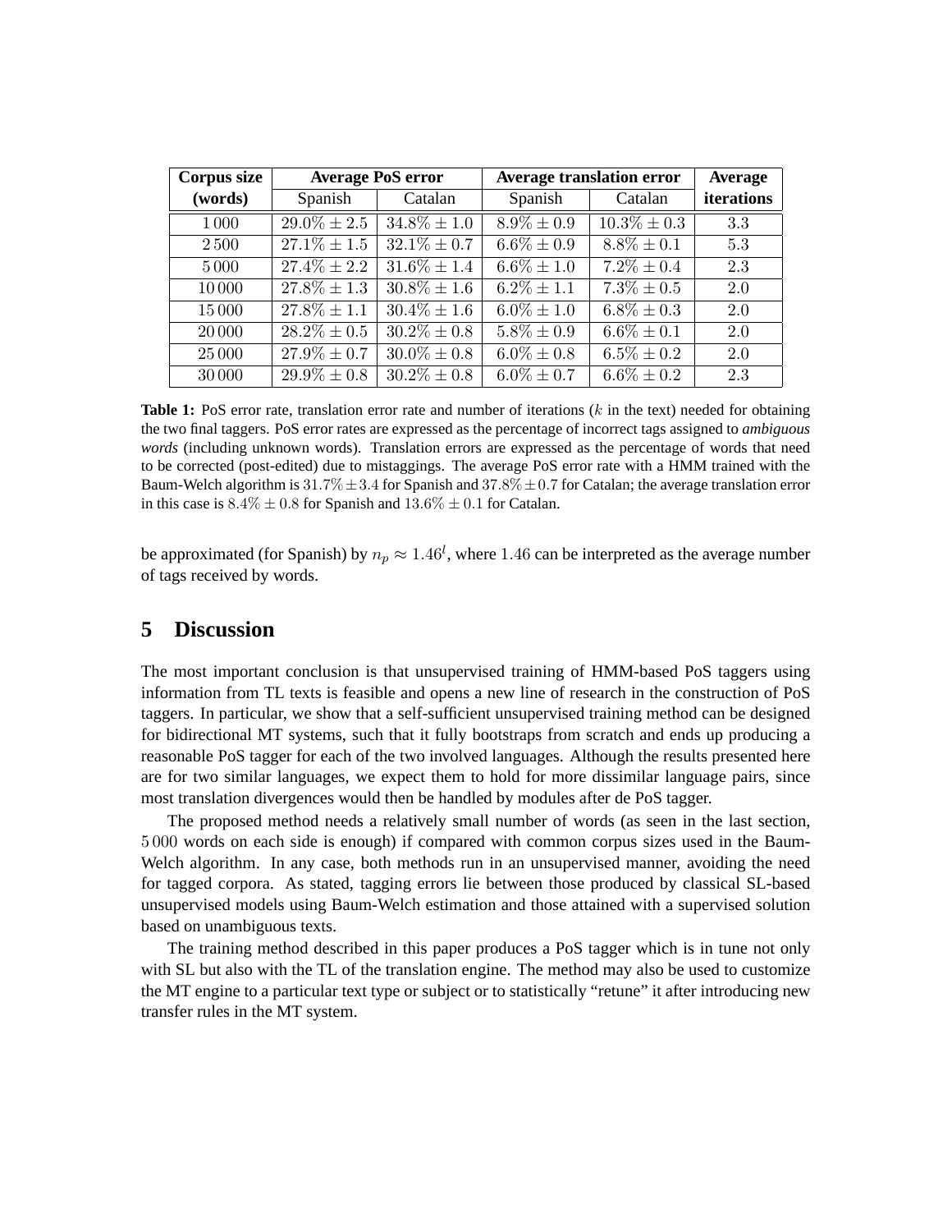| Corpus size (words) | Average PoS error | | Average translation error | | Average iterations |
|---|---|---|---|---|---|
| | Spanish | Catalan | Spanish | Catalan | |
| 1 000 | $29.0\% \pm 2.5$ | $34.8\% \pm 1.0$ | $8.9\% \pm 0.9$ | $10.3\% \pm 0.3$ | 3.3 |
| 2 500 | $27.1\% \pm 1.5$ | $32.1\% \pm 0.7$ | $6.6\% \pm 0.9$ | $8.8\% \pm 0.1$ | 5.3 |
| 5 000 | $27.4\% \pm 2.2$ | $31.6\% \pm 1.4$ | $6.6\% \pm 1.0$ | $7.2\% \pm 0.4$ | 2.3 |
| 10 000 | $27.8\% \pm 1.3$ | $30.8\% \pm 1.6$ | $6.2\% \pm 1.1$ | $7.3\% \pm 0.5$ | 2.0 |
| 15 000 | $27.8\% \pm 1.1$ | $30.4\% \pm 1.6$ | $6.0\% \pm 1.0$ | $6.8\% \pm 0.3$ | 2.0 |
| 20 000 | $28.2\% \pm 0.5$ | $30.2\% \pm 0.8$ | $5.8\% \pm 0.9$ | $6.6\% \pm 0.1$ | 2.0 |
| 25 000 | $27.9\% \pm 0.7$ | $30.0\% \pm 0.8$ | $6.0\% \pm 0.8$ | $6.5\% \pm 0.2$ | 2.0 |
| 30 000 | $29.9\% \pm 0.8$ | $30.2\% \pm 0.8$ | $6.0\% \pm 0.7$ | $6.6\% \pm 0.2$ | 2.3 |

**Table 1:** PoS error rate, translation error rate and number of iterations ($k$ in the text) needed for obtaining the two final taggers. PoS error rates are expressed as the percentage of incorrect tags assigned to *ambiguous words* (including unknown words). Translation errors are expressed as the percentage of words that need to be corrected (post-edited) due to mistaggings. The average PoS error rate with a HMM trained with the Baum-Welch algorithm is $31.7\% \pm 3.4$ for Spanish and $37.8\% \pm 0.7$ for Catalan; the average translation error in this case is $8.4\% \pm 0.8$ for Spanish and $13.6\% \pm 0.1$ for Catalan.

be approximated (for Spanish) by $n_p \approx 1.46^l$, where $1.46$ can be interpreted as the average number of tags received by words.

## 5 Discussion

The most important conclusion is that unsupervised training of HMM-based PoS taggers using information from TL texts is feasible and opens a new line of research in the construction of PoS taggers. In particular, we show that a self-sufficient unsupervised training method can be designed for bidirectional MT systems, such that it fully bootstraps from scratch and ends up producing a reasonable PoS tagger for each of the two involved languages. Although the results presented here are for two similar languages, we expect them to hold for more dissimilar language pairs, since most translation divergences would then be handled by modules after de PoS tagger.

The proposed method needs a relatively small number of words (as seen in the last section, 5 000 words on each side is enough) if compared with common corpus sizes used in the Baum-Welch algorithm. In any case, both methods run in an unsupervised manner, avoiding the need for tagged corpora. As stated, tagging errors lie between those produced by classical SL-based unsupervised models using Baum-Welch estimation and those attained with a supervised solution based on unambiguous texts.

The training method described in this paper produces a PoS tagger which is in tune not only with SL but also with the TL of the translation engine. The method may also be used to customize the MT engine to a particular text type or subject or to statistically "retune" it after introducing new transfer rules in the MT system.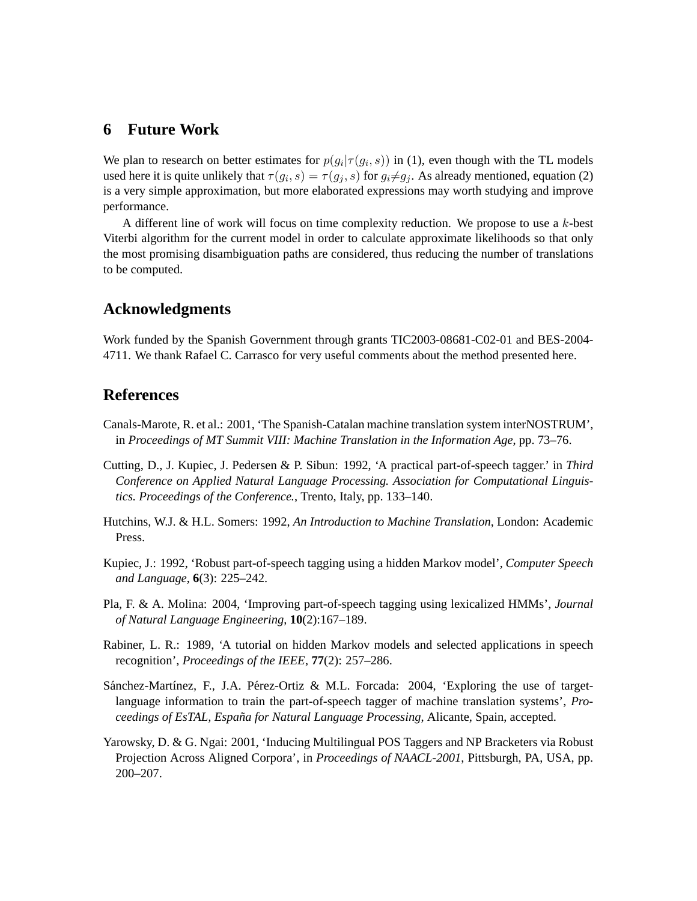## 6 Future Work

We plan to research on better estimates for $p(g_i|\tau(g_i, s))$ in (1), even though with the TL models used here it is quite unlikely that $\tau(g_i, s) = \tau(g_j, s)$ for $g_i \neq g_j$. As already mentioned, equation (2) is a very simple approximation, but more elaborated expressions may worth studying and improve performance.

A different line of work will focus on time complexity reduction. We propose to use a $k$-best Viterbi algorithm for the current model in order to calculate approximate likelihoods so that only the most promising disambiguation paths are considered, thus reducing the number of translations to be computed.

## Acknowledgments

Work funded by the Spanish Government through grants TIC2003-08681-C02-01 and BES-2004-4711. We thank Rafael C. Carrasco for very useful comments about the method presented here.

## References

Canals-Marote, R. et al.: 2001, 'The Spanish-Catalan machine translation system interNOSTRUM', in *Proceedings of MT Summit VIII: Machine Translation in the Information Age*, pp. 73–76.

Cutting, D., J. Kupiec, J. Pedersen & P. Sibun: 1992, 'A practical part-of-speech tagger.' in *Third Conference on Applied Natural Language Processing. Association for Computational Linguistics. Proceedings of the Conference.*, Trento, Italy, pp. 133–140.

Hutchins, W.J. & H.L. Somers: 1992, *An Introduction to Machine Translation*, London: Academic Press.

Kupiec, J.: 1992, 'Robust part-of-speech tagging using a hidden Markov model', *Computer Speech and Language*, **6**(3): 225–242.

Pla, F. & A. Molina: 2004, 'Improving part-of-speech tagging using lexicalized HMMs', *Journal of Natural Language Engineering*, **10**(2):167–189.

Rabiner, L. R.: 1989, 'A tutorial on hidden Markov models and selected applications in speech recognition', *Proceedings of the IEEE*, **77**(2): 257–286.

Sánchez-Martínez, F., J.A. Pérez-Ortiz & M.L. Forcada: 2004, 'Exploring the use of target-language information to train the part-of-speech tagger of machine translation systems', *Proceedings of EsTAL, España for Natural Language Processing*, Alicante, Spain, accepted.

Yarowsky, D. & G. Ngai: 2001, 'Inducing Multilingual POS Taggers and NP Bracketers via Robust Projection Across Aligned Corpora', in *Proceedings of NAACL-2001*, Pittsburgh, PA, USA, pp. 200–207.